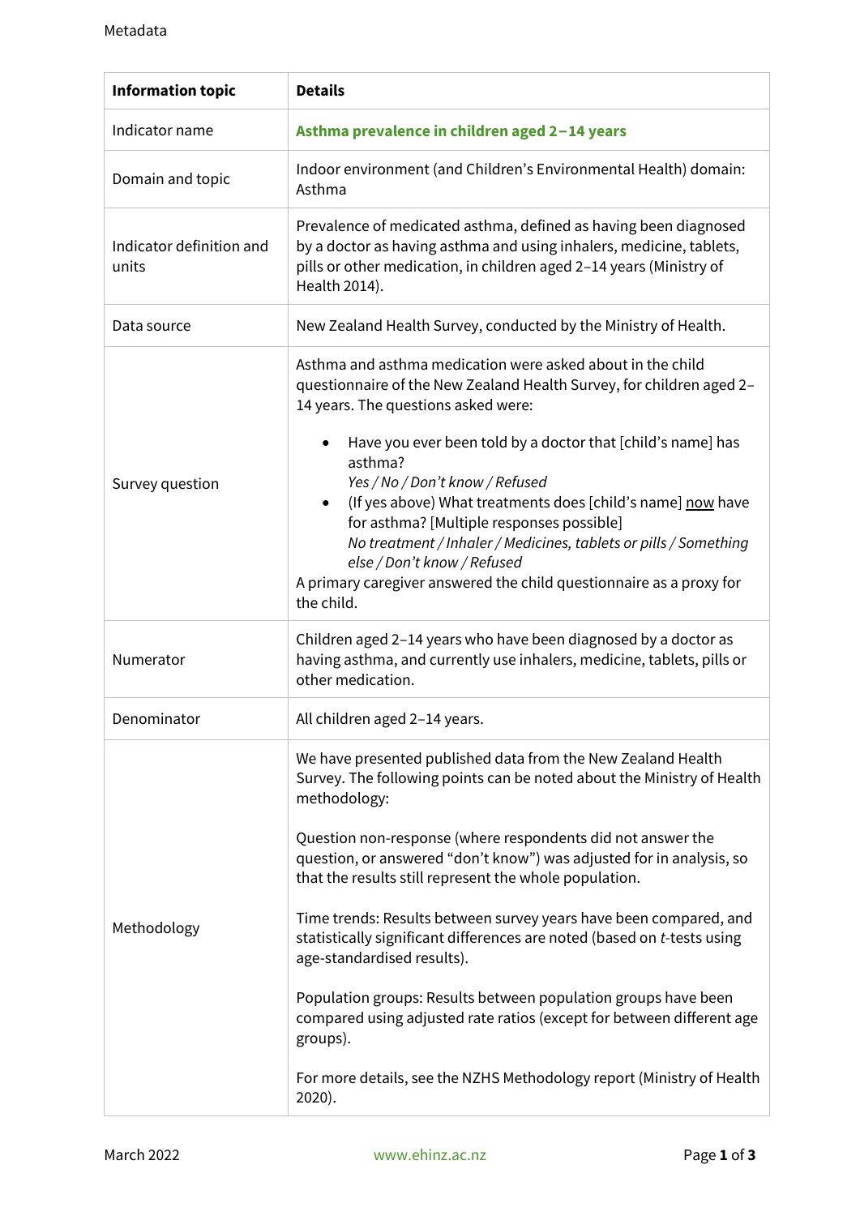Metadata

| Information topic | Details |
| --- | --- |
| Indicator name | **Asthma prevalence in children aged 2–14 years** |
| Domain and topic | Indoor environment (and Children's Environmental Health) domain: Asthma |
| Indicator definition and units | Prevalence of medicated asthma, defined as having been diagnosed by a doctor as having asthma and using inhalers, medicine, tablets, pills or other medication, in children aged 2–14 years (Ministry of Health 2014). |
| Data source | New Zealand Health Survey, conducted by the Ministry of Health. |
| Survey question | Asthma and asthma medication were asked about in the child questionnaire of the New Zealand Health Survey, for children aged 2–14 years. The questions asked were:<br><br>• Have you ever been told by a doctor that [child's name] has asthma?<br>*Yes / No / Don't know / Refused*<br>• (If yes above) What treatments does [child's name] now have for asthma? [Multiple responses possible]<br>*No treatment / Inhaler / Medicines, tablets or pills / Something else / Don't know / Refused*<br><br>A primary caregiver answered the child questionnaire as a proxy for the child. |
| Numerator | Children aged 2–14 years who have been diagnosed by a doctor as having asthma, and currently use inhalers, medicine, tablets, pills or other medication. |
| Denominator | All children aged 2–14 years. |
| Methodology | We have presented published data from the New Zealand Health Survey. The following points can be noted about the Ministry of Health methodology:<br><br>Question non-response (where respondents did not answer the question, or answered "don't know") was adjusted for in analysis, so that the results still represent the whole population.<br><br>Time trends: Results between survey years have been compared, and statistically significant differences are noted (based on *t*-tests using age-standardised results).<br><br>Population groups: Results between population groups have been compared using adjusted rate ratios (except for between different age groups).<br><br>For more details, see the NZHS Methodology report (Ministry of Health 2020). |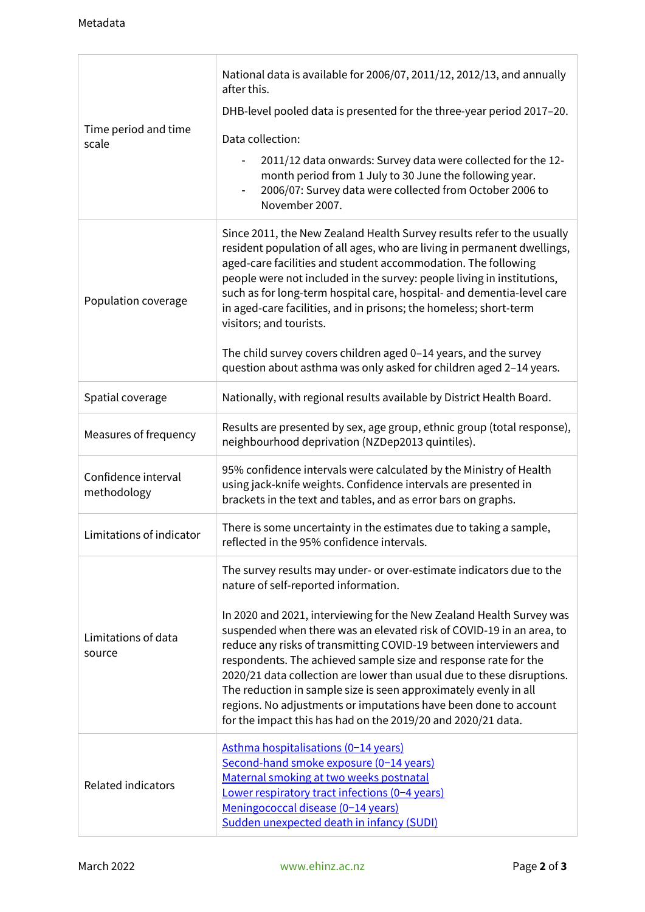| | |
|---|---|
| Time period and time scale | National data is available for 2006/07, 2011/12, 2012/13, and annually after this.<br><br>DHB-level pooled data is presented for the three-year period 2017–20.<br><br>Data collection:<br>- 2011/12 data onwards: Survey data were collected for the 12-month period from 1 July to 30 June the following year.<br>- 2006/07: Survey data were collected from October 2006 to November 2007. |
| Population coverage | Since 2011, the New Zealand Health Survey results refer to the usually resident population of all ages, who are living in permanent dwellings, aged-care facilities and student accommodation. The following people were not included in the survey: people living in institutions, such as for long-term hospital care, hospital- and dementia-level care in aged-care facilities, and in prisons; the homeless; short-term visitors; and tourists.<br><br>The child survey covers children aged 0–14 years, and the survey question about asthma was only asked for children aged 2–14 years. |
| Spatial coverage | Nationally, with regional results available by District Health Board. |
| Measures of frequency | Results are presented by sex, age group, ethnic group (total response), neighbourhood deprivation (NZDep2013 quintiles). |
| Confidence interval methodology | 95% confidence intervals were calculated by the Ministry of Health using jack-knife weights. Confidence intervals are presented in brackets in the text and tables, and as error bars on graphs. |
| Limitations of indicator | There is some uncertainty in the estimates due to taking a sample, reflected in the 95% confidence intervals. |
| Limitations of data source | The survey results may under- or over-estimate indicators due to the nature of self-reported information.<br><br>In 2020 and 2021, interviewing for the New Zealand Health Survey was suspended when there was an elevated risk of COVID-19 in an area, to reduce any risks of transmitting COVID-19 between interviewers and respondents. The achieved sample size and response rate for the 2020/21 data collection are lower than usual due to these disruptions. The reduction in sample size is seen approximately evenly in all regions. No adjustments or imputations have been done to account for the impact this has had on the 2019/20 and 2020/21 data. |
| Related indicators | Asthma hospitalisations (0–14 years)<br>Second-hand smoke exposure (0–14 years)<br>Maternal smoking at two weeks postnatal<br>Lower respiratory tract infections (0–4 years)<br>Meningococcal disease (0–14 years)<br>Sudden unexpected death in infancy (SUDI) |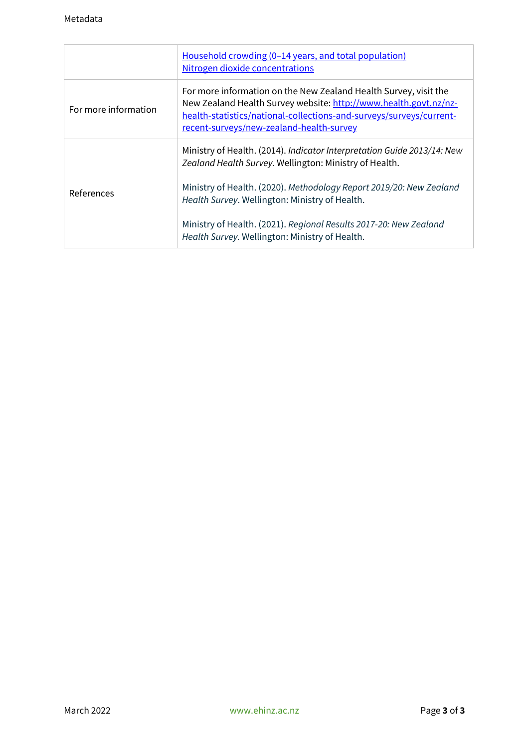| | |
|---|---|
| | Household crowding (0–14 years, and total population)<br>Nitrogen dioxide concentrations |
| For more information | For more information on the New Zealand Health Survey, visit the New Zealand Health Survey website: http://www.health.govt.nz/nz-health-statistics/national-collections-and-surveys/surveys/current-recent-surveys/new-zealand-health-survey |
| References | Ministry of Health. (2014). *Indicator Interpretation Guide 2013/14: New Zealand Health Survey.* Wellington: Ministry of Health.<br><br>Ministry of Health. (2020). *Methodology Report 2019/20: New Zealand Health Survey*. Wellington: Ministry of Health.<br><br>Ministry of Health. (2021). *Regional Results 2017-20: New Zealand Health Survey.* Wellington: Ministry of Health. |